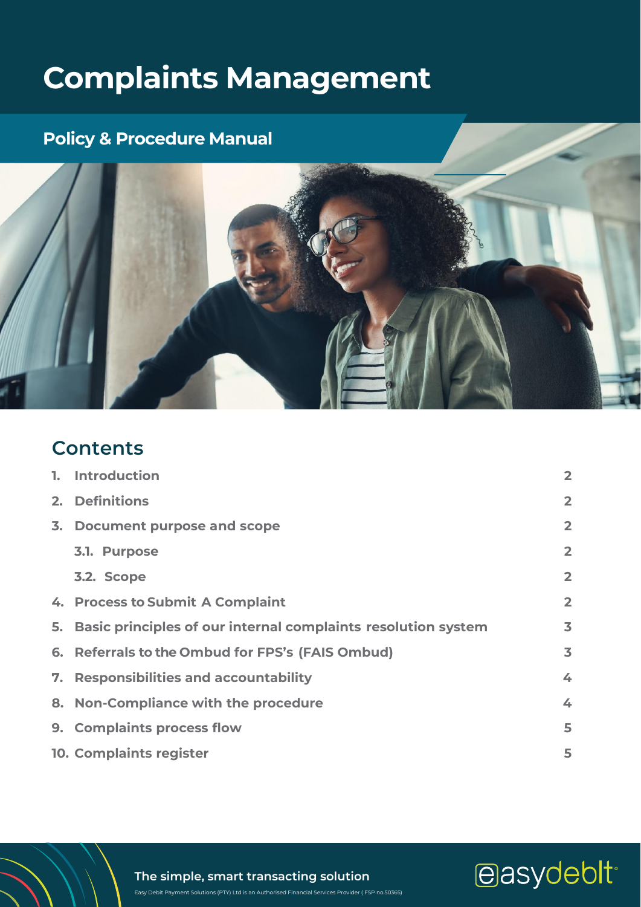# Complaints Management

## Policy & Procedure Manual

## Contents

| | |
|---|---|
| 1. Introduction | 2 |
| 2. Definitions | 2 |
| 3. Document purpose and scope | 2 |
| 3.1. Purpose | 2 |
| 3.2. Scope | 2 |
| 4. Process to Submit A Complaint | 2 |
| 5. Basic principles of our internal complaints resolution system | 3 |
| 6. Referrals to the Ombud for FPS's (FAIS Ombud) | 3 |
| 7. Responsibilities and accountability | 4 |
| 8. Non-Compliance with the procedure | 4 |
| 9. Complaints process flow | 5 |
| 10. Complaints register | 5 |

**The simple, smart transacting solution**

Easy Debit Payment Solutions (PTY) Ltd is an Authorised Financial Services Provider ( FSP no.50365)

easydebit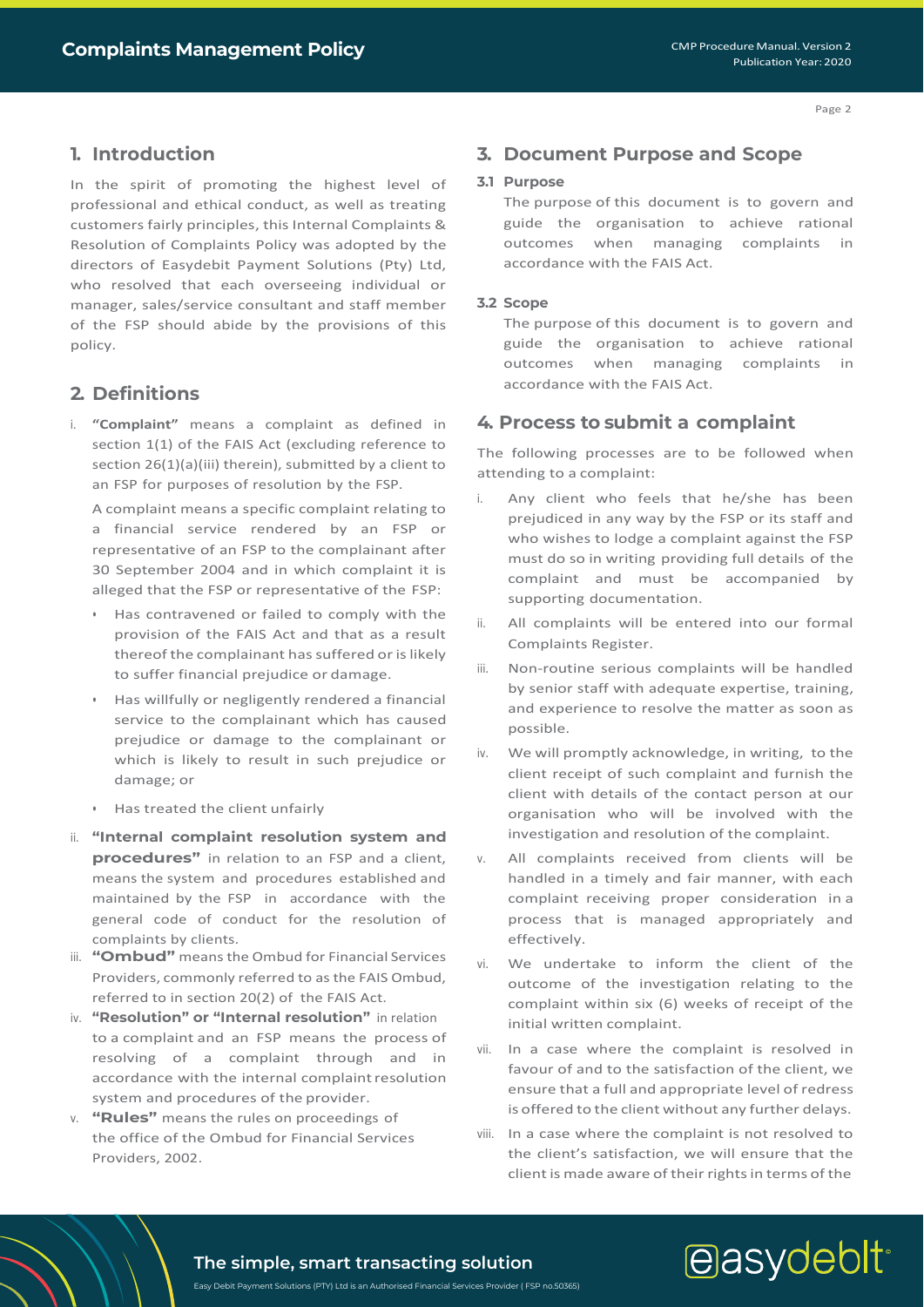## 1. Introduction

In the spirit of promoting the highest level of professional and ethical conduct, as well as treating customers fairly principles, this Internal Complaints & Resolution of Complaints Policy was adopted by the directors of Easydebit Payment Solutions (Pty) Ltd, who resolved that each overseeing individual or manager, sales/service consultant and staff member of the FSP should abide by the provisions of this policy.

## 2. Definitions

i. **"Complaint"** means a complaint as defined in section 1(1) of the FAIS Act (excluding reference to section 26(1)(a)(iii) therein), submitted by a client to an FSP for purposes of resolution by the FSP.

   A complaint means a specific complaint relating to a financial service rendered by an FSP or representative of an FSP to the complainant after 30 September 2004 and in which complaint it is alleged that the FSP or representative of the FSP:

   - Has contravened or failed to comply with the provision of the FAIS Act and that as a result thereof the complainant has suffered or is likely to suffer financial prejudice or damage.
   - Has willfully or negligently rendered a financial service to the complainant which has caused prejudice or damage to the complainant or which is likely to result in such prejudice or damage; or
   - Has treated the client unfairly

ii. **"Internal complaint resolution system and procedures"** in relation to an FSP and a client, means the system and procedures established and maintained by the FSP in accordance with the general code of conduct for the resolution of complaints by clients.

iii. **"Ombud"** means the Ombud for Financial Services Providers, commonly referred to as the FAIS Ombud, referred to in section 20(2) of the FAIS Act.

iv. **"Resolution" or "Internal resolution"** in relation to a complaint and an FSP means the process of resolving of a complaint through and in accordance with the internal complaint resolution system and procedures of the provider.

v. **"Rules"** means the rules on proceedings of the office of the Ombud for Financial Services Providers, 2002.

## 3. Document Purpose and Scope

### 3.1 Purpose

The purpose of this document is to govern and guide the organisation to achieve rational outcomes when managing complaints in accordance with the FAIS Act.

### 3.2 Scope

The purpose of this document is to govern and guide the organisation to achieve rational outcomes when managing complaints in accordance with the FAIS Act.

## 4. Process to submit a complaint

The following processes are to be followed when attending to a complaint:

i. Any client who feels that he/she has been prejudiced in any way by the FSP or its staff and who wishes to lodge a complaint against the FSP must do so in writing providing full details of the complaint and must be accompanied by supporting documentation.

ii. All complaints will be entered into our formal Complaints Register.

iii. Non-routine serious complaints will be handled by senior staff with adequate expertise, training, and experience to resolve the matter as soon as possible.

iv. We will promptly acknowledge, in writing, to the client receipt of such complaint and furnish the client with details of the contact person at our organisation who will be involved with the investigation and resolution of the complaint.

v. All complaints received from clients will be handled in a timely and fair manner, with each complaint receiving proper consideration in a process that is managed appropriately and effectively.

vi. We undertake to inform the client of the outcome of the investigation relating to the complaint within six (6) weeks of receipt of the initial written complaint.

vii. In a case where the complaint is resolved in favour of and to the satisfaction of the client, we ensure that a full and appropriate level of redress is offered to the client without any further delays.

viii. In a case where the complaint is not resolved to the client's satisfaction, we will ensure that the client is made aware of their rights in terms of the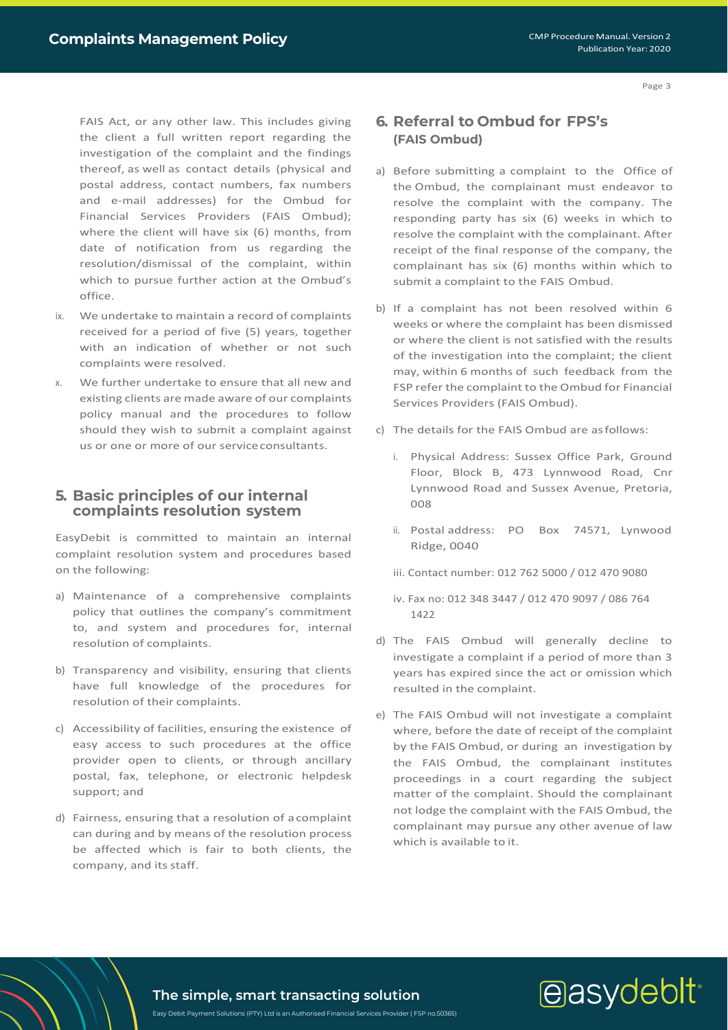FAIS Act, or any other law. This includes giving the client a full written report regarding the investigation of the complaint and the findings thereof, as well as contact details (physical and postal address, contact numbers, fax numbers and e-mail addresses) for the Ombud for Financial Services Providers (FAIS Ombud); where the client will have six (6) months, from date of notification from us regarding the resolution/dismissal of the complaint, within which to pursue further action at the Ombud's office.

ix. We undertake to maintain a record of complaints received for a period of five (5) years, together with an indication of whether or not such complaints were resolved.

x. We further undertake to ensure that all new and existing clients are made aware of our complaints policy manual and the procedures to follow should they wish to submit a complaint against us or one or more of our service consultants.

## 5. Basic principles of our internal complaints resolution system

EasyDebit is committed to maintain an internal complaint resolution system and procedures based on the following:

a) Maintenance of a comprehensive complaints policy that outlines the company's commitment to, and system and procedures for, internal resolution of complaints.

b) Transparency and visibility, ensuring that clients have full knowledge of the procedures for resolution of their complaints.

c) Accessibility of facilities, ensuring the existence of easy access to such procedures at the office provider open to clients, or through ancillary postal, fax, telephone, or electronic helpdesk support; and

d) Fairness, ensuring that a resolution of a complaint can during and by means of the resolution process be affected which is fair to both clients, the company, and its staff.

## 6. Referral to Ombud for FPS's (FAIS Ombud)

a) Before submitting a complaint to the Office of the Ombud, the complainant must endeavor to resolve the complaint with the company. The responding party has six (6) weeks in which to resolve the complaint with the complainant. After receipt of the final response of the company, the complainant has six (6) months within which to submit a complaint to the FAIS Ombud.

b) If a complaint has not been resolved within 6 weeks or where the complaint has been dismissed or where the client is not satisfied with the results of the investigation into the complaint; the client may, within 6 months of such feedback from the FSP refer the complaint to the Ombud for Financial Services Providers (FAIS Ombud).

c) The details for the FAIS Ombud are as follows:

   i. Physical Address: Sussex Office Park, Ground Floor, Block B, 473 Lynnwood Road, Cnr Lynnwood Road and Sussex Avenue, Pretoria, 008

   ii. Postal address: PO Box 74571, Lynwood Ridge, 0040

   iii. Contact number: 012 762 5000 / 012 470 9080

   iv. Fax no: 012 348 3447 / 012 470 9097 / 086 764 1422

d) The FAIS Ombud will generally decline to investigate a complaint if a period of more than 3 years has expired since the act or omission which resulted in the complaint.

e) The FAIS Ombud will not investigate a complaint where, before the date of receipt of the complaint by the FAIS Ombud, or during an investigation by the FAIS Ombud, the complainant institutes proceedings in a court regarding the subject matter of the complaint. Should the complainant not lodge the complaint with the FAIS Ombud, the complainant may pursue any other avenue of law which is available to it.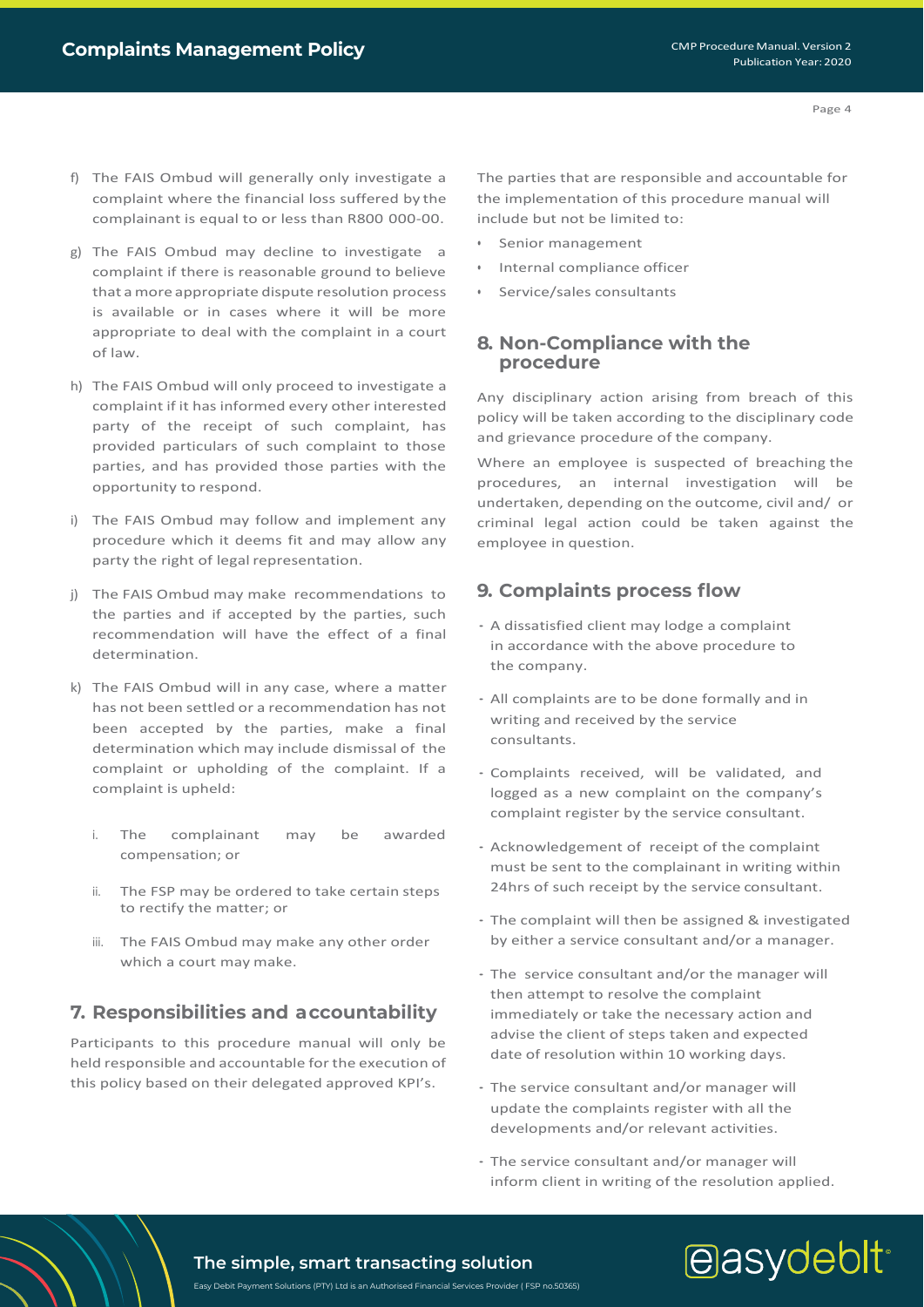f) The FAIS Ombud will generally only investigate a complaint where the financial loss suffered by the complainant is equal to or less than R800 000-00.

g) The FAIS Ombud may decline to investigate a complaint if there is reasonable ground to believe that a more appropriate dispute resolution process is available or in cases where it will be more appropriate to deal with the complaint in a court of law.

h) The FAIS Ombud will only proceed to investigate a complaint if it has informed every other interested party of the receipt of such complaint, has provided particulars of such complaint to those parties, and has provided those parties with the opportunity to respond.

i) The FAIS Ombud may follow and implement any procedure which it deems fit and may allow any party the right of legal representation.

j) The FAIS Ombud may make recommendations to the parties and if accepted by the parties, such recommendation will have the effect of a final determination.

k) The FAIS Ombud will in any case, where a matter has not been settled or a recommendation has not been accepted by the parties, make a final determination which may include dismissal of the complaint or upholding of the complaint. If a complaint is upheld:

   i. The complainant may be awarded compensation; or

   ii. The FSP may be ordered to take certain steps to rectify the matter; or

   iii. The FAIS Ombud may make any other order which a court may make.

## 7. Responsibilities and accountability

Participants to this procedure manual will only be held responsible and accountable for the execution of this policy based on their delegated approved KPI's.

The parties that are responsible and accountable for the implementation of this procedure manual will include but not be limited to:

- Senior management
- Internal compliance officer
- Service/sales consultants

## 8. Non-Compliance with the procedure

Any disciplinary action arising from breach of this policy will be taken according to the disciplinary code and grievance procedure of the company.

Where an employee is suspected of breaching the procedures, an internal investigation will be undertaken, depending on the outcome, civil and/ or criminal legal action could be taken against the employee in question.

## 9. Complaints process flow

- A dissatisfied client may lodge a complaint in accordance with the above procedure to the company.
- All complaints are to be done formally and in writing and received by the service consultants.
- Complaints received, will be validated, and logged as a new complaint on the company's complaint register by the service consultant.
- Acknowledgement of receipt of the complaint must be sent to the complainant in writing within 24hrs of such receipt by the service consultant.
- The complaint will then be assigned & investigated by either a service consultant and/or a manager.
- The service consultant and/or the manager will then attempt to resolve the complaint immediately or take the necessary action and advise the client of steps taken and expected date of resolution within 10 working days.
- The service consultant and/or manager will update the complaints register with all the developments and/or relevant activities.
- The service consultant and/or manager will inform client in writing of the resolution applied.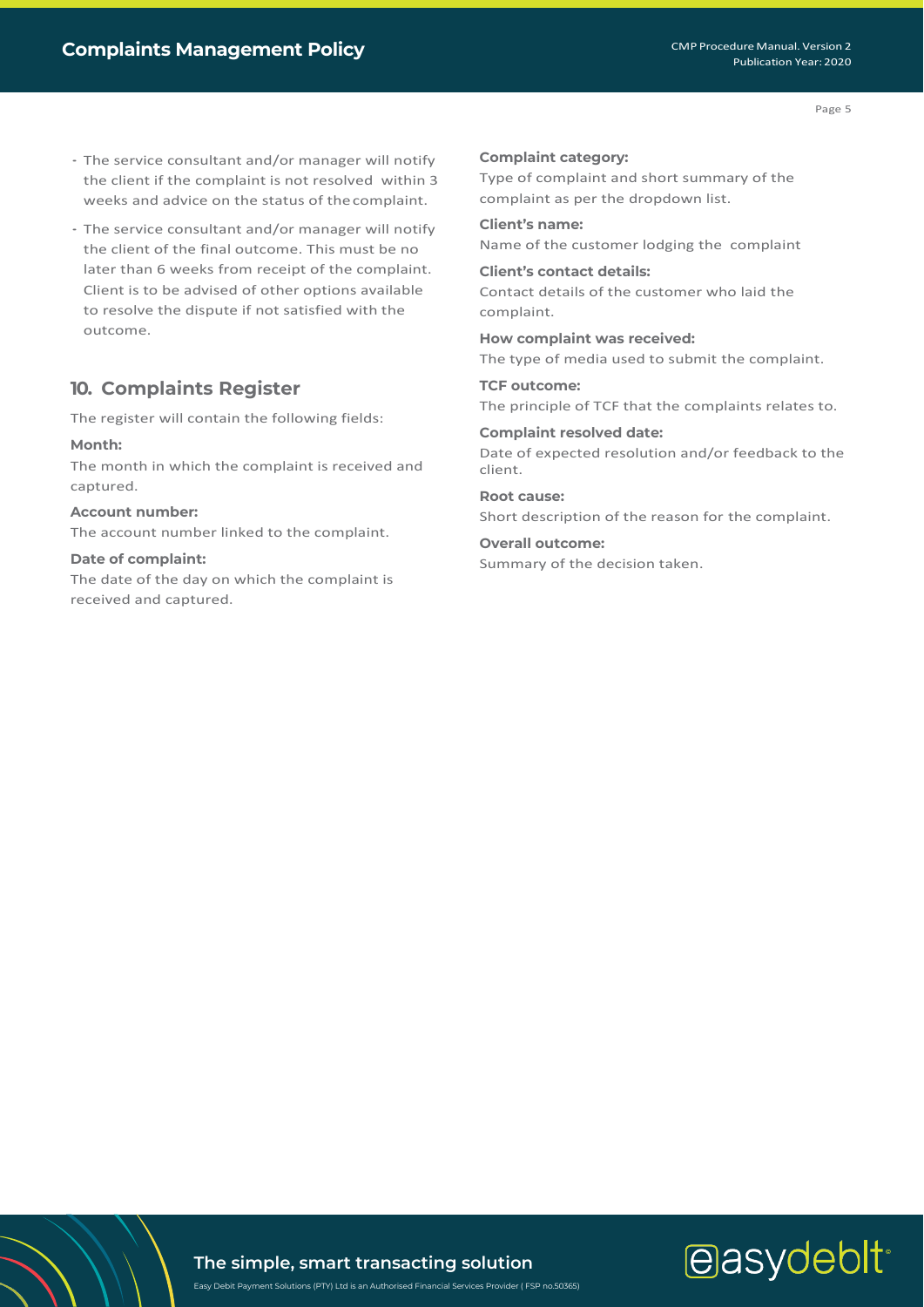- The service consultant and/or manager will notify the client if the complaint is not resolved within 3 weeks and advice on the status of the complaint.
- The service consultant and/or manager will notify the client of the final outcome. This must be no later than 6 weeks from receipt of the complaint. Client is to be advised of other options available to resolve the dispute if not satisfied with the outcome.

## 10. Complaints Register

The register will contain the following fields:

**Month:**
The month in which the complaint is received and captured.

**Account number:**
The account number linked to the complaint.

**Date of complaint:**
The date of the day on which the complaint is received and captured.

**Complaint category:**
Type of complaint and short summary of the complaint as per the dropdown list.

**Client's name:**
Name of the customer lodging the complaint

**Client's contact details:**
Contact details of the customer who laid the complaint.

**How complaint was received:**
The type of media used to submit the complaint.

**TCF outcome:**
The principle of TCF that the complaints relates to.

**Complaint resolved date:**
Date of expected resolution and/or feedback to the client.

**Root cause:**
Short description of the reason for the complaint.

**Overall outcome:**
Summary of the decision taken.